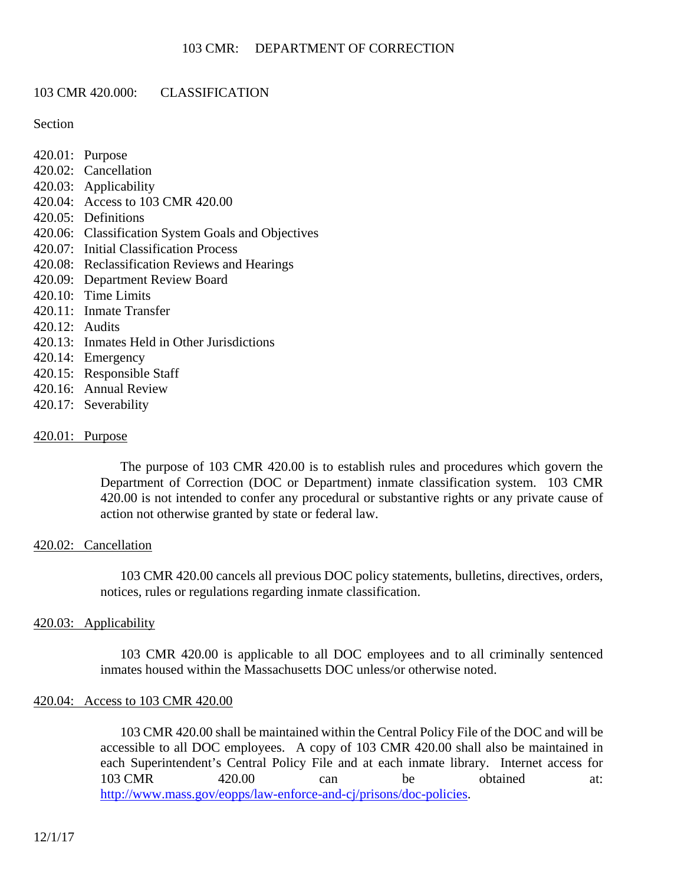# 103 CMR: DEPARTMENT OF CORRECTION

## 103 CMR 420.000: CLASSIFICATION

Section

420.01: Purpose
420.02: Cancellation
420.03: Applicability
420.04: Access to 103 CMR 420.00
420.05: Definitions
420.06: Classification System Goals and Objectives
420.07: Initial Classification Process
420.08: Reclassification Reviews and Hearings
420.09: Department Review Board
420.10: Time Limits
420.11: Inmate Transfer
420.12: Audits
420.13: Inmates Held in Other Jurisdictions
420.14: Emergency
420.15: Responsible Staff
420.16: Annual Review
420.17: Severability

### 420.01: Purpose

The purpose of 103 CMR 420.00 is to establish rules and procedures which govern the Department of Correction (DOC or Department) inmate classification system. 103 CMR 420.00 is not intended to confer any procedural or substantive rights or any private cause of action not otherwise granted by state or federal law.

### 420.02: Cancellation

103 CMR 420.00 cancels all previous DOC policy statements, bulletins, directives, orders, notices, rules or regulations regarding inmate classification.

### 420.03: Applicability

103 CMR 420.00 is applicable to all DOC employees and to all criminally sentenced inmates housed within the Massachusetts DOC unless/or otherwise noted.

### 420.04: Access to 103 CMR 420.00

103 CMR 420.00 shall be maintained within the Central Policy File of the DOC and will be accessible to all DOC employees. A copy of 103 CMR 420.00 shall also be maintained in each Superintendent's Central Policy File and at each inmate library. Internet access for 103 CMR 420.00 can be obtained at: http://www.mass.gov/eopps/law-enforce-and-cj/prisons/doc-policies.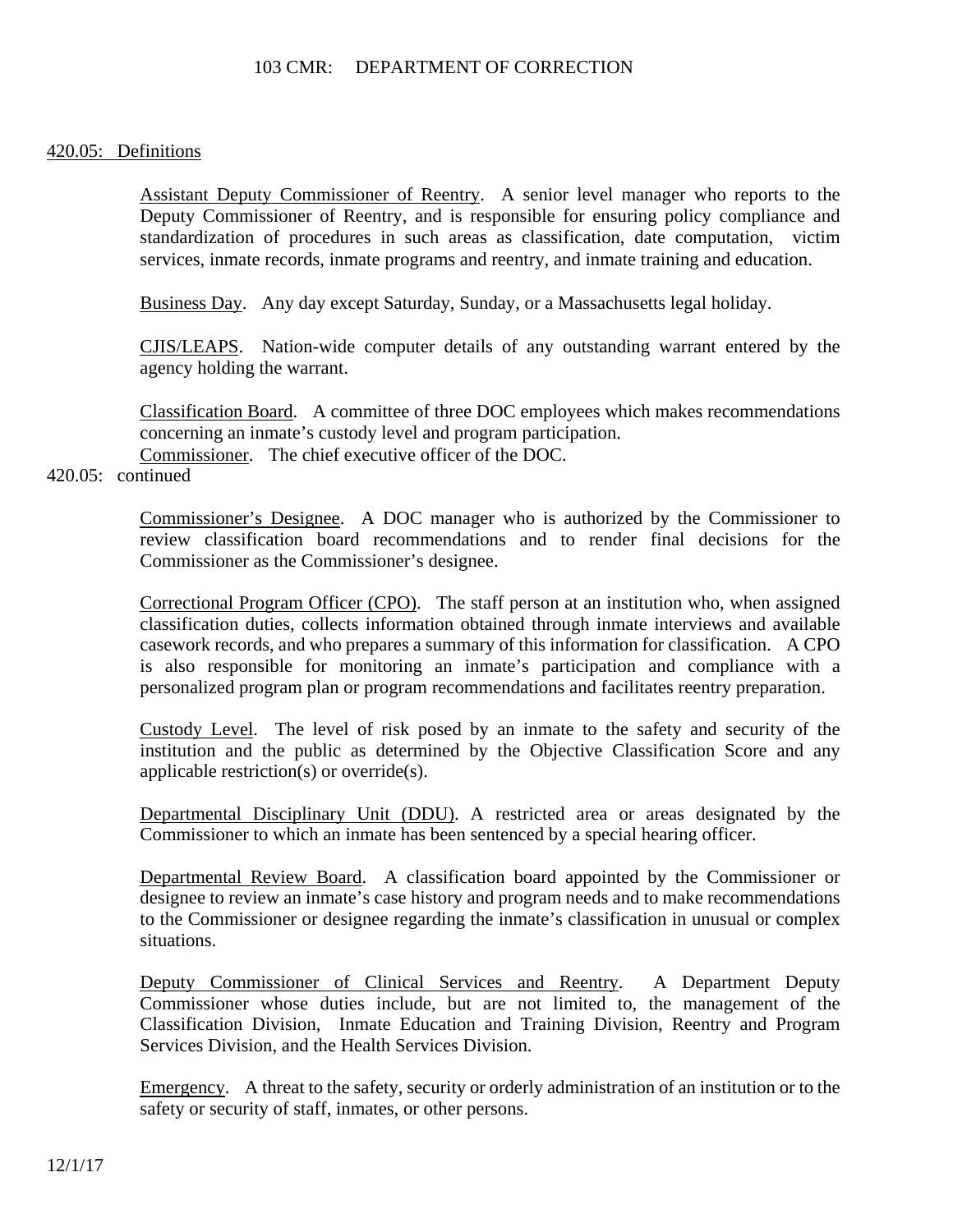420.05: Definitions

Assistant Deputy Commissioner of Reentry. A senior level manager who reports to the Deputy Commissioner of Reentry, and is responsible for ensuring policy compliance and standardization of procedures in such areas as classification, date computation, victim services, inmate records, inmate programs and reentry, and inmate training and education.

Business Day. Any day except Saturday, Sunday, or a Massachusetts legal holiday.

CJIS/LEAPS. Nation-wide computer details of any outstanding warrant entered by the agency holding the warrant.

Classification Board. A committee of three DOC employees which makes recommendations concerning an inmate's custody level and program participation.

Commissioner. The chief executive officer of the DOC.

420.05: continued

Commissioner's Designee. A DOC manager who is authorized by the Commissioner to review classification board recommendations and to render final decisions for the Commissioner as the Commissioner's designee.

Correctional Program Officer (CPO). The staff person at an institution who, when assigned classification duties, collects information obtained through inmate interviews and available casework records, and who prepares a summary of this information for classification. A CPO is also responsible for monitoring an inmate's participation and compliance with a personalized program plan or program recommendations and facilitates reentry preparation.

Custody Level. The level of risk posed by an inmate to the safety and security of the institution and the public as determined by the Objective Classification Score and any applicable restriction(s) or override(s).

Departmental Disciplinary Unit (DDU). A restricted area or areas designated by the Commissioner to which an inmate has been sentenced by a special hearing officer.

Departmental Review Board. A classification board appointed by the Commissioner or designee to review an inmate's case history and program needs and to make recommendations to the Commissioner or designee regarding the inmate's classification in unusual or complex situations.

Deputy Commissioner of Clinical Services and Reentry. A Department Deputy Commissioner whose duties include, but are not limited to, the management of the Classification Division, Inmate Education and Training Division, Reentry and Program Services Division, and the Health Services Division.

Emergency. A threat to the safety, security or orderly administration of an institution or to the safety or security of staff, inmates, or other persons.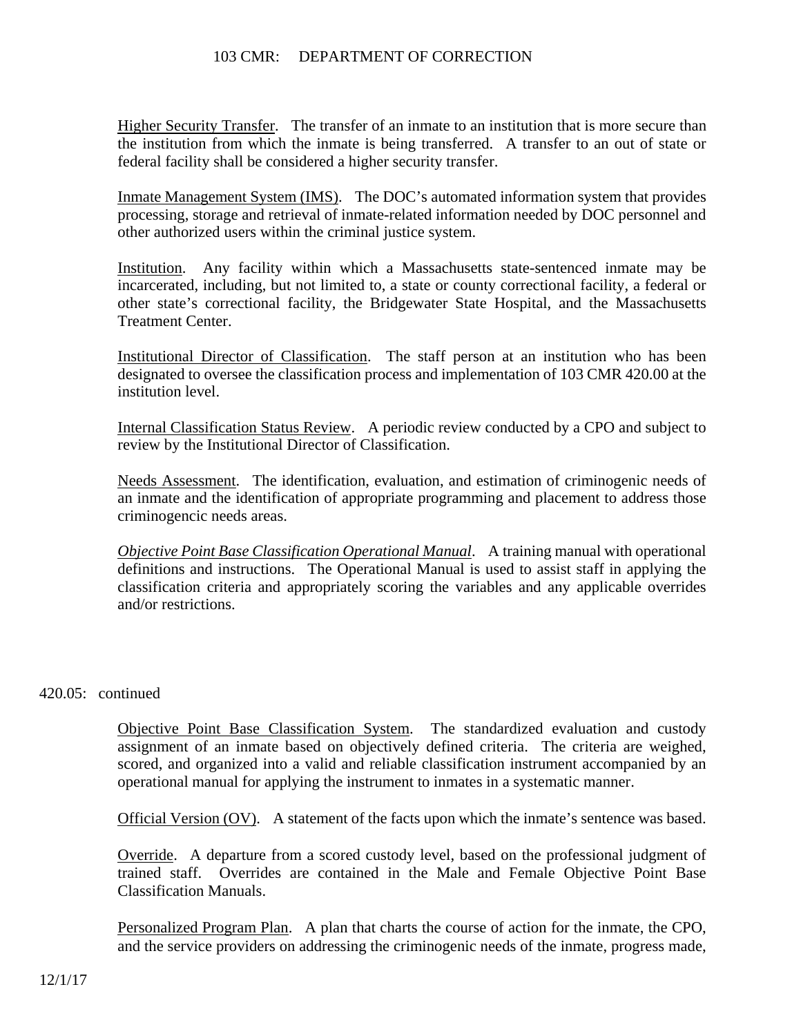<u>Higher Security Transfer</u>. The transfer of an inmate to an institution that is more secure than the institution from which the inmate is being transferred. A transfer to an out of state or federal facility shall be considered a higher security transfer.

<u>Inmate Management System (IMS)</u>. The DOC's automated information system that provides processing, storage and retrieval of inmate-related information needed by DOC personnel and other authorized users within the criminal justice system.

<u>Institution</u>. Any facility within which a Massachusetts state-sentenced inmate may be incarcerated, including, but not limited to, a state or county correctional facility, a federal or other state's correctional facility, the Bridgewater State Hospital, and the Massachusetts Treatment Center.

<u>Institutional Director of Classification</u>. The staff person at an institution who has been designated to oversee the classification process and implementation of 103 CMR 420.00 at the institution level.

<u>Internal Classification Status Review</u>. A periodic review conducted by a CPO and subject to review by the Institutional Director of Classification.

<u>Needs Assessment</u>. The identification, evaluation, and estimation of criminogenic needs of an inmate and the identification of appropriate programming and placement to address those criminogencic needs areas.

<u>*Objective Point Base Classification Operational Manual*</u>. A training manual with operational definitions and instructions. The Operational Manual is used to assist staff in applying the classification criteria and appropriately scoring the variables and any applicable overrides and/or restrictions.

420.05: continued

<u>Objective Point Base Classification System</u>. The standardized evaluation and custody assignment of an inmate based on objectively defined criteria. The criteria are weighed, scored, and organized into a valid and reliable classification instrument accompanied by an operational manual for applying the instrument to inmates in a systematic manner.

<u>Official Version (OV)</u>. A statement of the facts upon which the inmate's sentence was based.

<u>Override</u>. A departure from a scored custody level, based on the professional judgment of trained staff. Overrides are contained in the Male and Female Objective Point Base Classification Manuals.

<u>Personalized Program Plan</u>. A plan that charts the course of action for the inmate, the CPO, and the service providers on addressing the criminogenic needs of the inmate, progress made,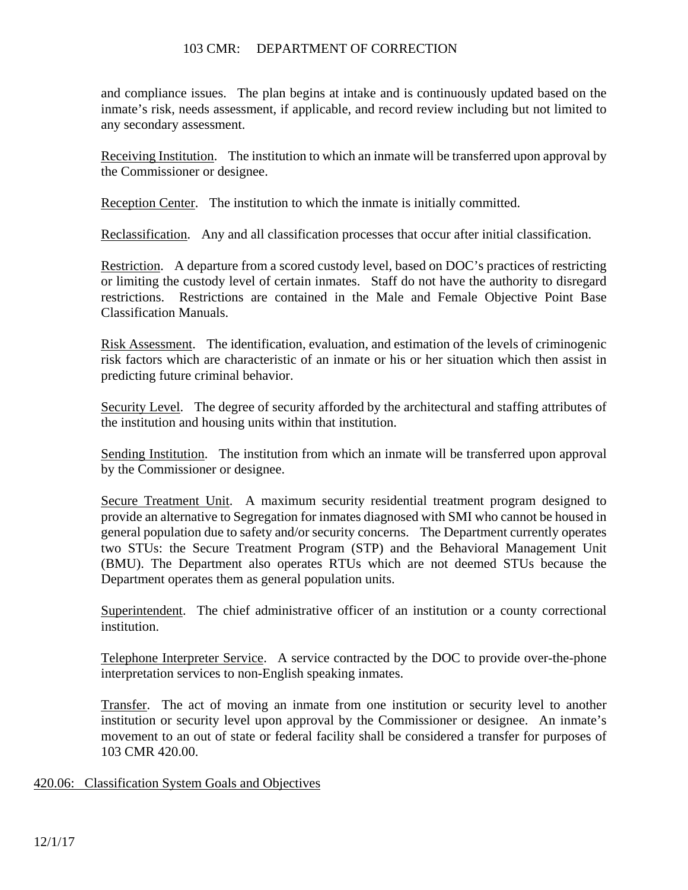and compliance issues. The plan begins at intake and is continuously updated based on the inmate's risk, needs assessment, if applicable, and record review including but not limited to any secondary assessment.

Receiving Institution. The institution to which an inmate will be transferred upon approval by the Commissioner or designee.

Reception Center. The institution to which the inmate is initially committed.

Reclassification. Any and all classification processes that occur after initial classification.

Restriction. A departure from a scored custody level, based on DOC's practices of restricting or limiting the custody level of certain inmates. Staff do not have the authority to disregard restrictions. Restrictions are contained in the Male and Female Objective Point Base Classification Manuals.

Risk Assessment. The identification, evaluation, and estimation of the levels of criminogenic risk factors which are characteristic of an inmate or his or her situation which then assist in predicting future criminal behavior.

Security Level. The degree of security afforded by the architectural and staffing attributes of the institution and housing units within that institution.

Sending Institution. The institution from which an inmate will be transferred upon approval by the Commissioner or designee.

Secure Treatment Unit. A maximum security residential treatment program designed to provide an alternative to Segregation for inmates diagnosed with SMI who cannot be housed in general population due to safety and/or security concerns. The Department currently operates two STUs: the Secure Treatment Program (STP) and the Behavioral Management Unit (BMU). The Department also operates RTUs which are not deemed STUs because the Department operates them as general population units.

Superintendent. The chief administrative officer of an institution or a county correctional institution.

Telephone Interpreter Service. A service contracted by the DOC to provide over-the-phone interpretation services to non-English speaking inmates.

Transfer. The act of moving an inmate from one institution or security level to another institution or security level upon approval by the Commissioner or designee. An inmate's movement to an out of state or federal facility shall be considered a transfer for purposes of 103 CMR 420.00.

## 420.06: Classification System Goals and Objectives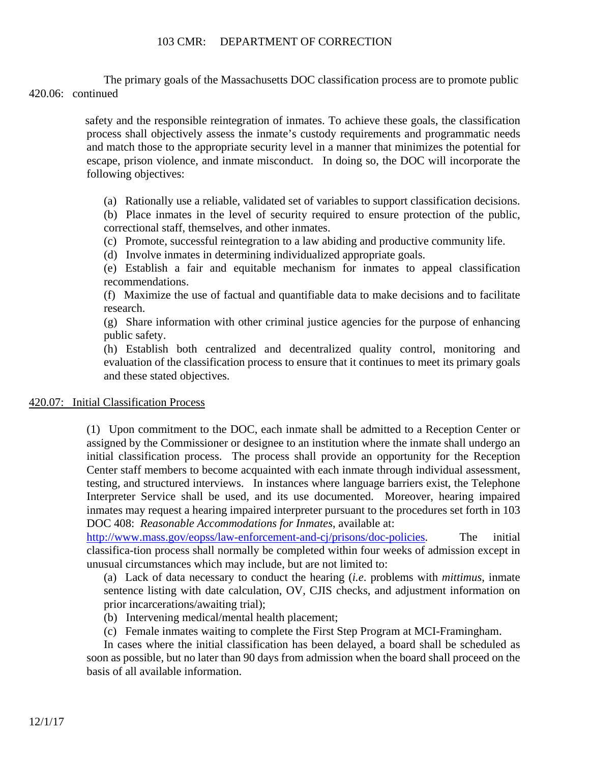420.06: continued

The primary goals of the Massachusetts DOC classification process are to promote public safety and the responsible reintegration of inmates. To achieve these goals, the classification process shall objectively assess the inmate's custody requirements and programmatic needs and match those to the appropriate security level in a manner that minimizes the potential for escape, prison violence, and inmate misconduct. In doing so, the DOC will incorporate the following objectives:

(a) Rationally use a reliable, validated set of variables to support classification decisions.
(b) Place inmates in the level of security required to ensure protection of the public, correctional staff, themselves, and other inmates.
(c) Promote, successful reintegration to a law abiding and productive community life.
(d) Involve inmates in determining individualized appropriate goals.
(e) Establish a fair and equitable mechanism for inmates to appeal classification recommendations.
(f) Maximize the use of factual and quantifiable data to make decisions and to facilitate research.
(g) Share information with other criminal justice agencies for the purpose of enhancing public safety.
(h) Establish both centralized and decentralized quality control, monitoring and evaluation of the classification process to ensure that it continues to meet its primary goals and these stated objectives.

## 420.07: Initial Classification Process

(1) Upon commitment to the DOC, each inmate shall be admitted to a Reception Center or assigned by the Commissioner or designee to an institution where the inmate shall undergo an initial classification process. The process shall provide an opportunity for the Reception Center staff members to become acquainted with each inmate through individual assessment, testing, and structured interviews. In instances where language barriers exist, the Telephone Interpreter Service shall be used, and its use documented. Moreover, hearing impaired inmates may request a hearing impaired interpreter pursuant to the procedures set forth in 103 DOC 408: *Reasonable Accommodations for Inmates*, available at: http://www.mass.gov/eopss/law-enforcement-and-cj/prisons/doc-policies. The initial classifica-tion process shall normally be completed within four weeks of admission except in unusual circumstances which may include, but are not limited to:

(a) Lack of data necessary to conduct the hearing (*i.e*. problems with *mittimus*, inmate sentence listing with date calculation, OV, CJIS checks, and adjustment information on prior incarcerations/awaiting trial);
(b) Intervening medical/mental health placement;
(c) Female inmates waiting to complete the First Step Program at MCI-Framingham.

In cases where the initial classification has been delayed, a board shall be scheduled as soon as possible, but no later than 90 days from admission when the board shall proceed on the basis of all available information.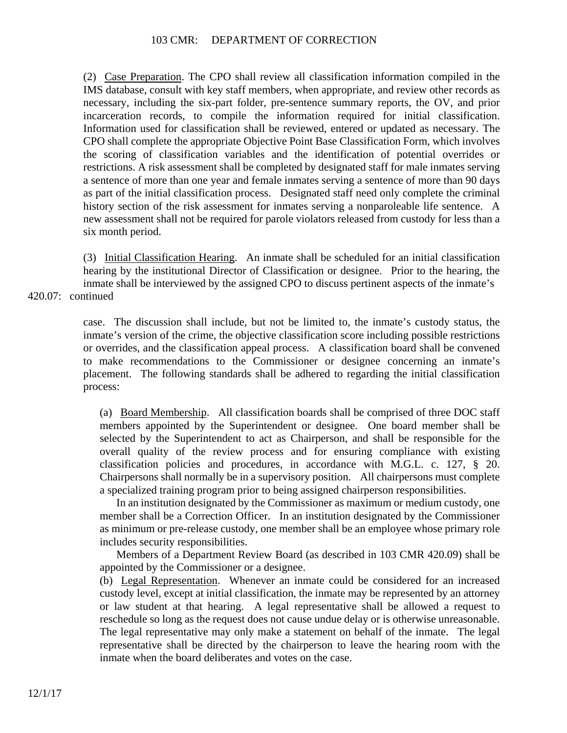(2) Case Preparation. The CPO shall review all classification information compiled in the IMS database, consult with key staff members, when appropriate, and review other records as necessary, including the six-part folder, pre-sentence summary reports, the OV, and prior incarceration records, to compile the information required for initial classification. Information used for classification shall be reviewed, entered or updated as necessary. The CPO shall complete the appropriate Objective Point Base Classification Form, which involves the scoring of classification variables and the identification of potential overrides or restrictions. A risk assessment shall be completed by designated staff for male inmates serving a sentence of more than one year and female inmates serving a sentence of more than 90 days as part of the initial classification process. Designated staff need only complete the criminal history section of the risk assessment for inmates serving a nonparoleable life sentence. A new assessment shall not be required for parole violators released from custody for less than a six month period.

(3) Initial Classification Hearing. An inmate shall be scheduled for an initial classification hearing by the institutional Director of Classification or designee. Prior to the hearing, the inmate shall be interviewed by the assigned CPO to discuss pertinent aspects of the inmate's

420.07: continued

case. The discussion shall include, but not be limited to, the inmate's custody status, the inmate's version of the crime, the objective classification score including possible restrictions or overrides, and the classification appeal process. A classification board shall be convened to make recommendations to the Commissioner or designee concerning an inmate's placement. The following standards shall be adhered to regarding the initial classification process:

(a) Board Membership. All classification boards shall be comprised of three DOC staff members appointed by the Superintendent or designee. One board member shall be selected by the Superintendent to act as Chairperson, and shall be responsible for the overall quality of the review process and for ensuring compliance with existing classification policies and procedures, in accordance with M.G.L. c. 127, § 20. Chairpersons shall normally be in a supervisory position. All chairpersons must complete a specialized training program prior to being assigned chairperson responsibilities.

In an institution designated by the Commissioner as maximum or medium custody, one member shall be a Correction Officer. In an institution designated by the Commissioner as minimum or pre-release custody, one member shall be an employee whose primary role includes security responsibilities.

Members of a Department Review Board (as described in 103 CMR 420.09) shall be appointed by the Commissioner or a designee.

(b) Legal Representation. Whenever an inmate could be considered for an increased custody level, except at initial classification, the inmate may be represented by an attorney or law student at that hearing. A legal representative shall be allowed a request to reschedule so long as the request does not cause undue delay or is otherwise unreasonable. The legal representative may only make a statement on behalf of the inmate. The legal representative shall be directed by the chairperson to leave the hearing room with the inmate when the board deliberates and votes on the case.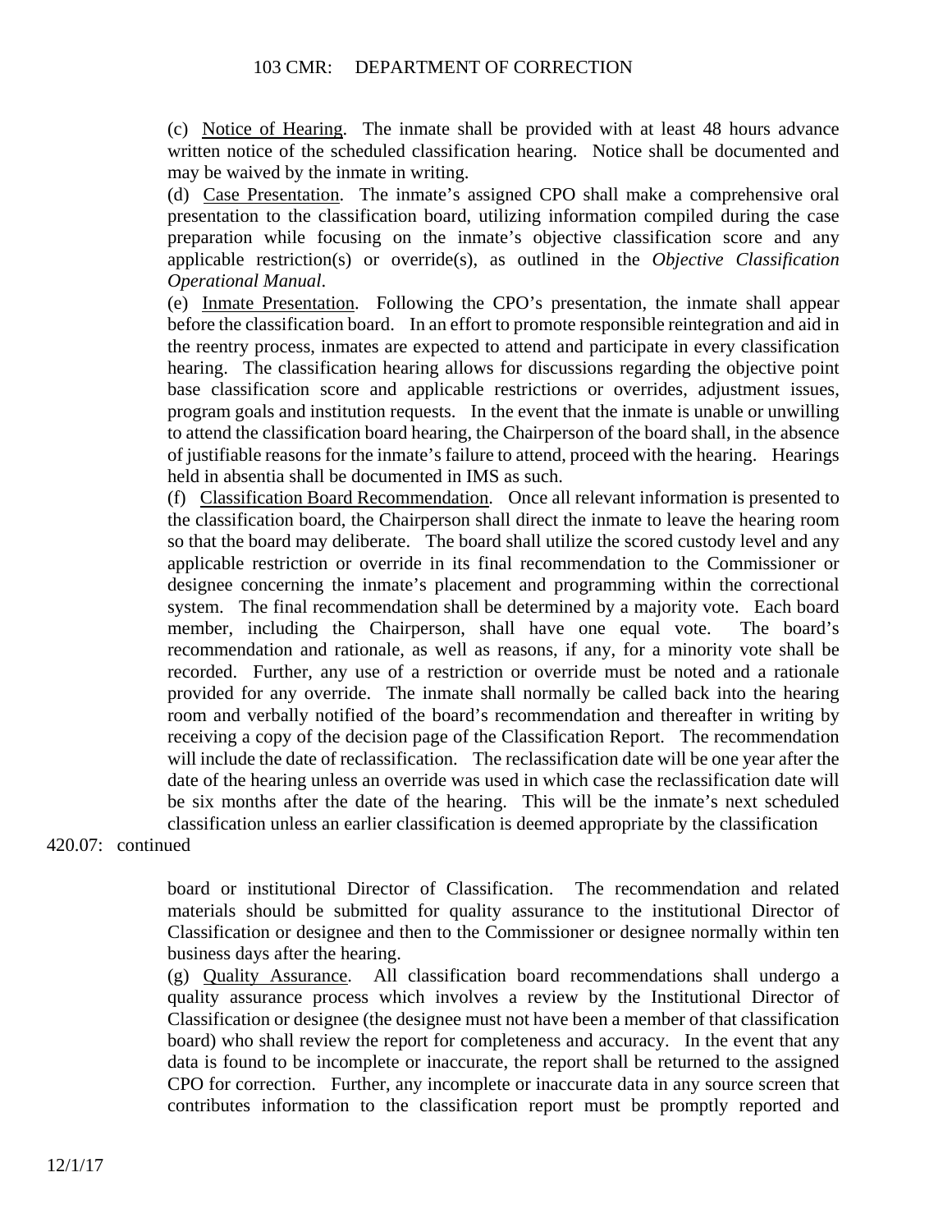(c) Notice of Hearing. The inmate shall be provided with at least 48 hours advance written notice of the scheduled classification hearing. Notice shall be documented and may be waived by the inmate in writing.

(d) Case Presentation. The inmate's assigned CPO shall make a comprehensive oral presentation to the classification board, utilizing information compiled during the case preparation while focusing on the inmate's objective classification score and any applicable restriction(s) or override(s), as outlined in the *Objective Classification Operational Manual*.

(e) Inmate Presentation. Following the CPO's presentation, the inmate shall appear before the classification board. In an effort to promote responsible reintegration and aid in the reentry process, inmates are expected to attend and participate in every classification hearing. The classification hearing allows for discussions regarding the objective point base classification score and applicable restrictions or overrides, adjustment issues, program goals and institution requests. In the event that the inmate is unable or unwilling to attend the classification board hearing, the Chairperson of the board shall, in the absence of justifiable reasons for the inmate's failure to attend, proceed with the hearing. Hearings held in absentia shall be documented in IMS as such.

(f) Classification Board Recommendation. Once all relevant information is presented to the classification board, the Chairperson shall direct the inmate to leave the hearing room so that the board may deliberate. The board shall utilize the scored custody level and any applicable restriction or override in its final recommendation to the Commissioner or designee concerning the inmate's placement and programming within the correctional system. The final recommendation shall be determined by a majority vote. Each board member, including the Chairperson, shall have one equal vote. The board's recommendation and rationale, as well as reasons, if any, for a minority vote shall be recorded. Further, any use of a restriction or override must be noted and a rationale provided for any override. The inmate shall normally be called back into the hearing room and verbally notified of the board's recommendation and thereafter in writing by receiving a copy of the decision page of the Classification Report. The recommendation will include the date of reclassification. The reclassification date will be one year after the date of the hearing unless an override was used in which case the reclassification date will be six months after the date of the hearing. This will be the inmate's next scheduled classification unless an earlier classification is deemed appropriate by the classification

420.07: continued

board or institutional Director of Classification. The recommendation and related materials should be submitted for quality assurance to the institutional Director of Classification or designee and then to the Commissioner or designee normally within ten business days after the hearing.

(g) Quality Assurance. All classification board recommendations shall undergo a quality assurance process which involves a review by the Institutional Director of Classification or designee (the designee must not have been a member of that classification board) who shall review the report for completeness and accuracy. In the event that any data is found to be incomplete or inaccurate, the report shall be returned to the assigned CPO for correction. Further, any incomplete or inaccurate data in any source screen that contributes information to the classification report must be promptly reported and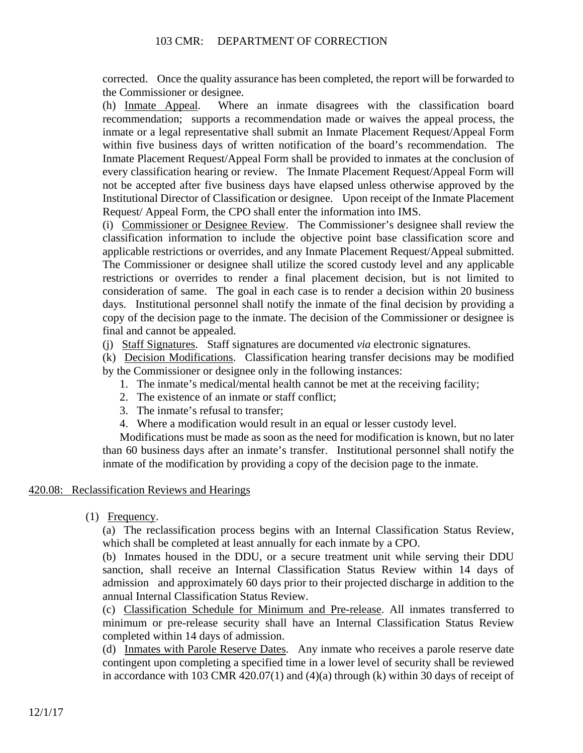corrected. Once the quality assurance has been completed, the report will be forwarded to the Commissioner or designee.

(h) Inmate Appeal. Where an inmate disagrees with the classification board recommendation; supports a recommendation made or waives the appeal process, the inmate or a legal representative shall submit an Inmate Placement Request/Appeal Form within five business days of written notification of the board's recommendation. The Inmate Placement Request/Appeal Form shall be provided to inmates at the conclusion of every classification hearing or review. The Inmate Placement Request/Appeal Form will not be accepted after five business days have elapsed unless otherwise approved by the Institutional Director of Classification or designee. Upon receipt of the Inmate Placement Request/ Appeal Form, the CPO shall enter the information into IMS.

(i) Commissioner or Designee Review. The Commissioner's designee shall review the classification information to include the objective point base classification score and applicable restrictions or overrides, and any Inmate Placement Request/Appeal submitted. The Commissioner or designee shall utilize the scored custody level and any applicable restrictions or overrides to render a final placement decision, but is not limited to consideration of same. The goal in each case is to render a decision within 20 business days. Institutional personnel shall notify the inmate of the final decision by providing a copy of the decision page to the inmate. The decision of the Commissioner or designee is final and cannot be appealed.

(j) Staff Signatures. Staff signatures are documented *via* electronic signatures.

(k) Decision Modifications. Classification hearing transfer decisions may be modified by the Commissioner or designee only in the following instances:

1. The inmate's medical/mental health cannot be met at the receiving facility;
2. The existence of an inmate or staff conflict;
3. The inmate's refusal to transfer;
4. Where a modification would result in an equal or lesser custody level.

Modifications must be made as soon as the need for modification is known, but no later than 60 business days after an inmate's transfer. Institutional personnel shall notify the inmate of the modification by providing a copy of the decision page to the inmate.

## 420.08: Reclassification Reviews and Hearings

(1) Frequency.

(a) The reclassification process begins with an Internal Classification Status Review, which shall be completed at least annually for each inmate by a CPO.

(b) Inmates housed in the DDU, or a secure treatment unit while serving their DDU sanction, shall receive an Internal Classification Status Review within 14 days of admission and approximately 60 days prior to their projected discharge in addition to the annual Internal Classification Status Review.

(c) Classification Schedule for Minimum and Pre-release. All inmates transferred to minimum or pre-release security shall have an Internal Classification Status Review completed within 14 days of admission.

(d) Inmates with Parole Reserve Dates. Any inmate who receives a parole reserve date contingent upon completing a specified time in a lower level of security shall be reviewed in accordance with 103 CMR 420.07(1) and (4)(a) through (k) within 30 days of receipt of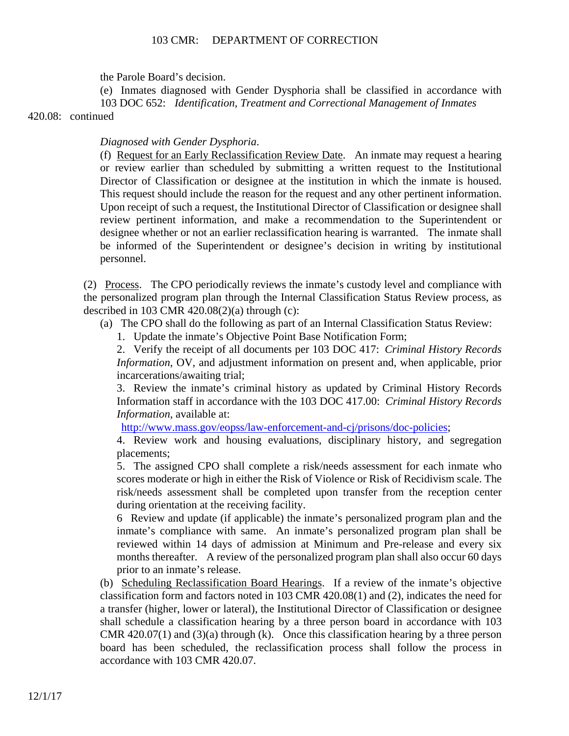the Parole Board's decision.

(e) Inmates diagnosed with Gender Dysphoria shall be classified in accordance with 103 DOC 652: *Identification, Treatment and Correctional Management of Inmates*

420.08: continued

*Diagnosed with Gender Dysphoria*.

(f) Request for an Early Reclassification Review Date. An inmate may request a hearing or review earlier than scheduled by submitting a written request to the Institutional Director of Classification or designee at the institution in which the inmate is housed. This request should include the reason for the request and any other pertinent information. Upon receipt of such a request, the Institutional Director of Classification or designee shall review pertinent information, and make a recommendation to the Superintendent or designee whether or not an earlier reclassification hearing is warranted. The inmate shall be informed of the Superintendent or designee's decision in writing by institutional personnel.

(2) Process. The CPO periodically reviews the inmate's custody level and compliance with the personalized program plan through the Internal Classification Status Review process, as described in 103 CMR 420.08(2)(a) through (c):

(a) The CPO shall do the following as part of an Internal Classification Status Review:

1. Update the inmate's Objective Point Base Notification Form;

2. Verify the receipt of all documents per 103 DOC 417: *Criminal History Records Information*, OV, and adjustment information on present and, when applicable, prior incarcerations/awaiting trial;

3. Review the inmate's criminal history as updated by Criminal History Records Information staff in accordance with the 103 DOC 417.00: *Criminal History Records Information*, available at: http://www.mass.gov/eopss/law-enforcement-and-cj/prisons/doc-policies;

4. Review work and housing evaluations, disciplinary history, and segregation placements;

5. The assigned CPO shall complete a risk/needs assessment for each inmate who scores moderate or high in either the Risk of Violence or Risk of Recidivism scale. The risk/needs assessment shall be completed upon transfer from the reception center during orientation at the receiving facility.

6 Review and update (if applicable) the inmate's personalized program plan and the inmate's compliance with same. An inmate's personalized program plan shall be reviewed within 14 days of admission at Minimum and Pre-release and every six months thereafter. A review of the personalized program plan shall also occur 60 days prior to an inmate's release.

(b) Scheduling Reclassification Board Hearings. If a review of the inmate's objective classification form and factors noted in 103 CMR 420.08(1) and (2), indicates the need for a transfer (higher, lower or lateral), the Institutional Director of Classification or designee shall schedule a classification hearing by a three person board in accordance with 103 CMR 420.07(1) and (3)(a) through (k). Once this classification hearing by a three person board has been scheduled, the reclassification process shall follow the process in accordance with 103 CMR 420.07.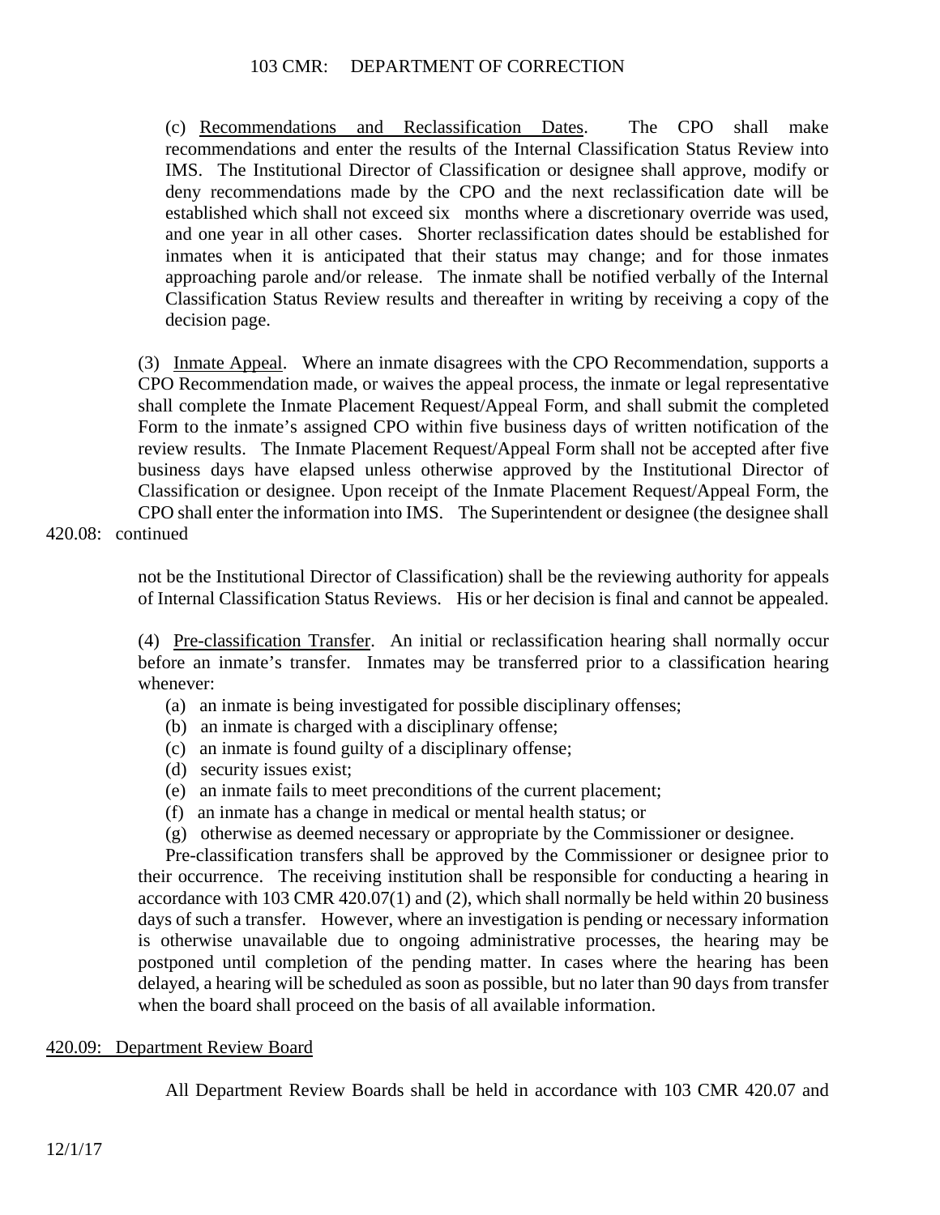(c) Recommendations and Reclassification Dates. The CPO shall make recommendations and enter the results of the Internal Classification Status Review into IMS. The Institutional Director of Classification or designee shall approve, modify or deny recommendations made by the CPO and the next reclassification date will be established which shall not exceed six months where a discretionary override was used, and one year in all other cases. Shorter reclassification dates should be established for inmates when it is anticipated that their status may change; and for those inmates approaching parole and/or release. The inmate shall be notified verbally of the Internal Classification Status Review results and thereafter in writing by receiving a copy of the decision page.

(3) Inmate Appeal. Where an inmate disagrees with the CPO Recommendation, supports a CPO Recommendation made, or waives the appeal process, the inmate or legal representative shall complete the Inmate Placement Request/Appeal Form, and shall submit the completed Form to the inmate's assigned CPO within five business days of written notification of the review results. The Inmate Placement Request/Appeal Form shall not be accepted after five business days have elapsed unless otherwise approved by the Institutional Director of Classification or designee. Upon receipt of the Inmate Placement Request/Appeal Form, the CPO shall enter the information into IMS. The Superintendent or designee (the designee shall

420.08: continued

not be the Institutional Director of Classification) shall be the reviewing authority for appeals of Internal Classification Status Reviews. His or her decision is final and cannot be appealed.

(4) Pre-classification Transfer. An initial or reclassification hearing shall normally occur before an inmate's transfer. Inmates may be transferred prior to a classification hearing whenever:

(a) an inmate is being investigated for possible disciplinary offenses;
(b) an inmate is charged with a disciplinary offense;
(c) an inmate is found guilty of a disciplinary offense;
(d) security issues exist;
(e) an inmate fails to meet preconditions of the current placement;
(f) an inmate has a change in medical or mental health status; or
(g) otherwise as deemed necessary or appropriate by the Commissioner or designee.

Pre-classification transfers shall be approved by the Commissioner or designee prior to their occurrence. The receiving institution shall be responsible for conducting a hearing in accordance with 103 CMR 420.07(1) and (2), which shall normally be held within 20 business days of such a transfer. However, where an investigation is pending or necessary information is otherwise unavailable due to ongoing administrative processes, the hearing may be postponed until completion of the pending matter. In cases where the hearing has been delayed, a hearing will be scheduled as soon as possible, but no later than 90 days from transfer when the board shall proceed on the basis of all available information.

420.09: Department Review Board

All Department Review Boards shall be held in accordance with 103 CMR 420.07 and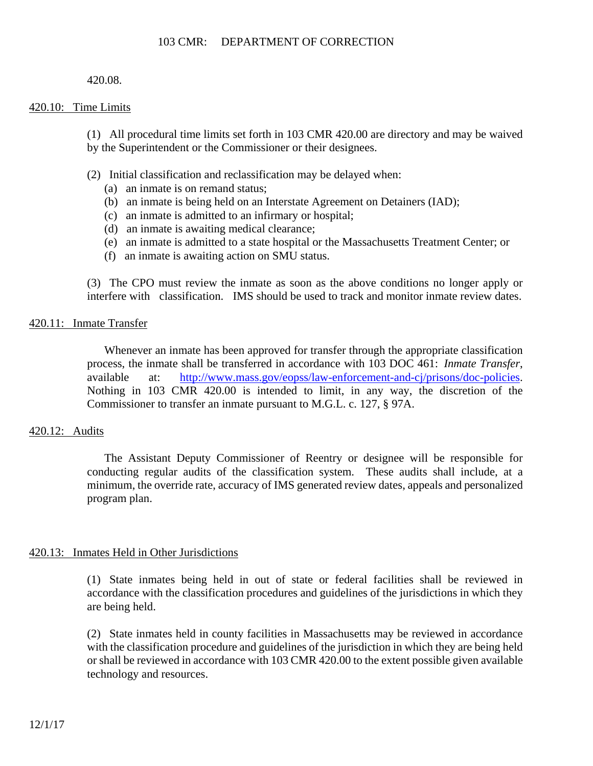420.08.

## 420.10: Time Limits

(1) All procedural time limits set forth in 103 CMR 420.00 are directory and may be waived by the Superintendent or the Commissioner or their designees.

(2) Initial classification and reclassification may be delayed when:
- (a) an inmate is on remand status;
- (b) an inmate is being held on an Interstate Agreement on Detainers (IAD);
- (c) an inmate is admitted to an infirmary or hospital;
- (d) an inmate is awaiting medical clearance;
- (e) an inmate is admitted to a state hospital or the Massachusetts Treatment Center; or
- (f) an inmate is awaiting action on SMU status.

(3) The CPO must review the inmate as soon as the above conditions no longer apply or interfere with classification. IMS should be used to track and monitor inmate review dates.

## 420.11: Inmate Transfer

Whenever an inmate has been approved for transfer through the appropriate classification process, the inmate shall be transferred in accordance with 103 DOC 461: *Inmate Transfer*, available at: [http://www.mass.gov/eopss/law-enforcement-and-cj/prisons/doc-policies](http://www.mass.gov/eopss/law-enforcement-and-cj/prisons/doc-policies). Nothing in 103 CMR 420.00 is intended to limit, in any way, the discretion of the Commissioner to transfer an inmate pursuant to M.G.L. c. 127, § 97A.

## 420.12: Audits

The Assistant Deputy Commissioner of Reentry or designee will be responsible for conducting regular audits of the classification system. These audits shall include, at a minimum, the override rate, accuracy of IMS generated review dates, appeals and personalized program plan.

## 420.13: Inmates Held in Other Jurisdictions

(1) State inmates being held in out of state or federal facilities shall be reviewed in accordance with the classification procedures and guidelines of the jurisdictions in which they are being held.

(2) State inmates held in county facilities in Massachusetts may be reviewed in accordance with the classification procedure and guidelines of the jurisdiction in which they are being held or shall be reviewed in accordance with 103 CMR 420.00 to the extent possible given available technology and resources.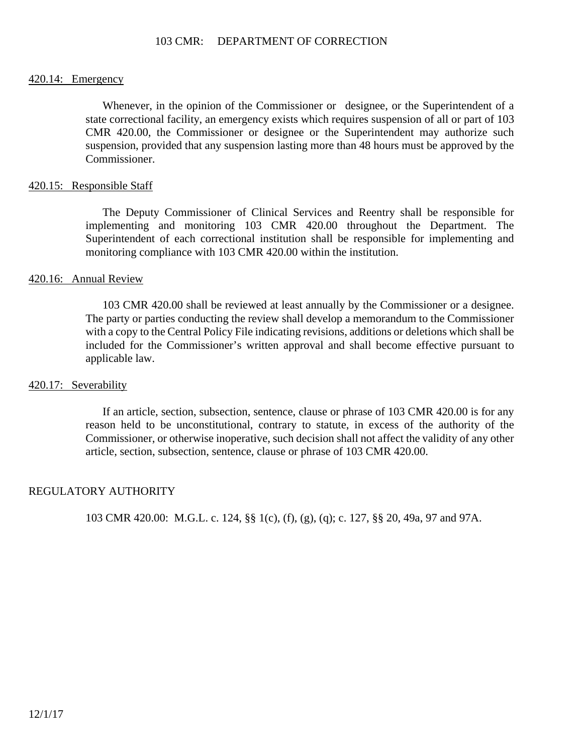420.14: Emergency

Whenever, in the opinion of the Commissioner or designee, or the Superintendent of a state correctional facility, an emergency exists which requires suspension of all or part of 103 CMR 420.00, the Commissioner or designee or the Superintendent may authorize such suspension, provided that any suspension lasting more than 48 hours must be approved by the Commissioner.

420.15: Responsible Staff

The Deputy Commissioner of Clinical Services and Reentry shall be responsible for implementing and monitoring 103 CMR 420.00 throughout the Department. The Superintendent of each correctional institution shall be responsible for implementing and monitoring compliance with 103 CMR 420.00 within the institution.

420.16: Annual Review

103 CMR 420.00 shall be reviewed at least annually by the Commissioner or a designee. The party or parties conducting the review shall develop a memorandum to the Commissioner with a copy to the Central Policy File indicating revisions, additions or deletions which shall be included for the Commissioner's written approval and shall become effective pursuant to applicable law.

420.17: Severability

If an article, section, subsection, sentence, clause or phrase of 103 CMR 420.00 is for any reason held to be unconstitutional, contrary to statute, in excess of the authority of the Commissioner, or otherwise inoperative, such decision shall not affect the validity of any other article, section, subsection, sentence, clause or phrase of 103 CMR 420.00.

REGULATORY AUTHORITY

103 CMR 420.00: M.G.L. c. 124, §§ 1(c), (f), (g), (q); c. 127, §§ 20, 49a, 97 and 97A.